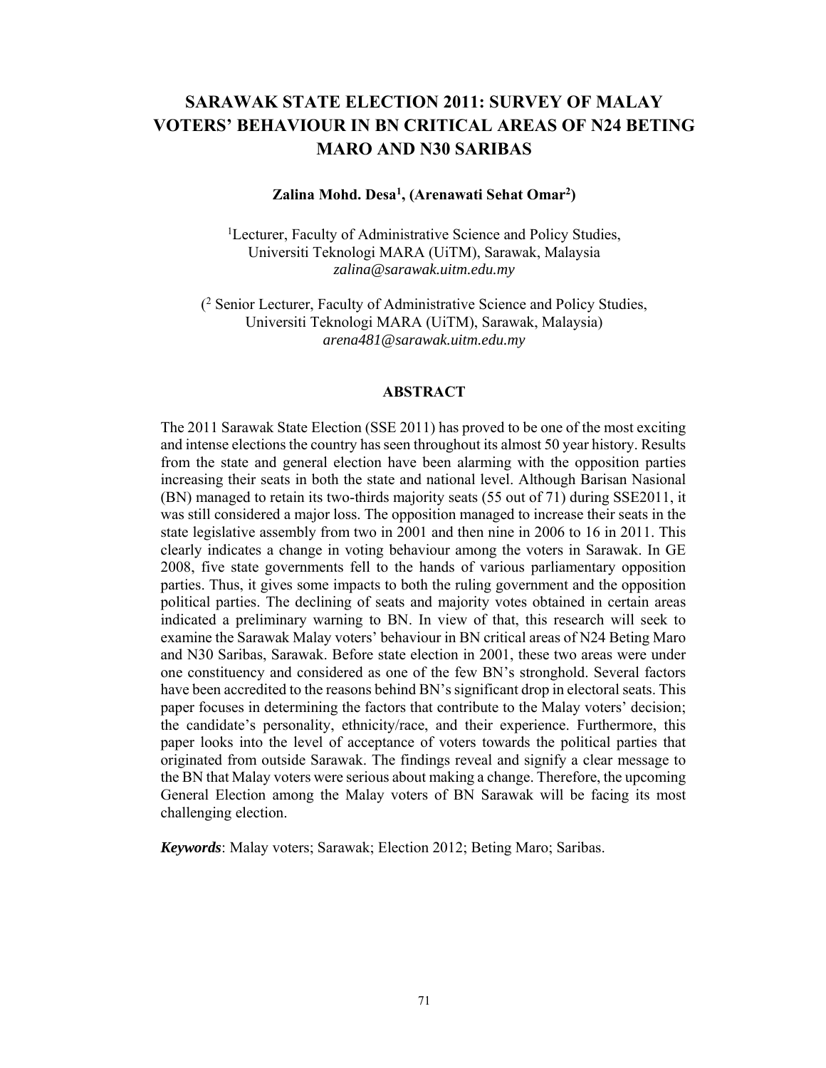# SARAWAK STATE ELECTION 2011: SURVEY OF MALAY VOTERS' BEHAVIOUR IN BN CRITICAL AREAS OF N24 BETING MARO AND N30 SARIBAS

**Zalina Mohd. Desa[1], (Arenawati Sehat Omar[2])**

[1]Lecturer, Faculty of Administrative Science and Policy Studies,
Universiti Teknologi MARA (UiTM), Sarawak, Malaysia
*zalina@sarawak.uitm.edu.my*

([2] Senior Lecturer, Faculty of Administrative Science and Policy Studies,
Universiti Teknologi MARA (UiTM), Sarawak, Malaysia)
*arena481@sarawak.uitm.edu.my*

## ABSTRACT

The 2011 Sarawak State Election (SSE 2011) has proved to be one of the most exciting and intense elections the country has seen throughout its almost 50 year history. Results from the state and general election have been alarming with the opposition parties increasing their seats in both the state and national level. Although Barisan Nasional (BN) managed to retain its two-thirds majority seats (55 out of 71) during SSE2011, it was still considered a major loss. The opposition managed to increase their seats in the state legislative assembly from two in 2001 and then nine in 2006 to 16 in 2011. This clearly indicates a change in voting behaviour among the voters in Sarawak. In GE 2008, five state governments fell to the hands of various parliamentary opposition parties. Thus, it gives some impacts to both the ruling government and the opposition political parties. The declining of seats and majority votes obtained in certain areas indicated a preliminary warning to BN. In view of that, this research will seek to examine the Sarawak Malay voters' behaviour in BN critical areas of N24 Beting Maro and N30 Saribas, Sarawak. Before state election in 2001, these two areas were under one constituency and considered as one of the few BN's stronghold. Several factors have been accredited to the reasons behind BN's significant drop in electoral seats. This paper focuses in determining the factors that contribute to the Malay voters' decision; the candidate's personality, ethnicity/race, and their experience. Furthermore, this paper looks into the level of acceptance of voters towards the political parties that originated from outside Sarawak. The findings reveal and signify a clear message to the BN that Malay voters were serious about making a change. Therefore, the upcoming General Election among the Malay voters of BN Sarawak will be facing its most challenging election.

***Keywords***: Malay voters; Sarawak; Election 2012; Beting Maro; Saribas.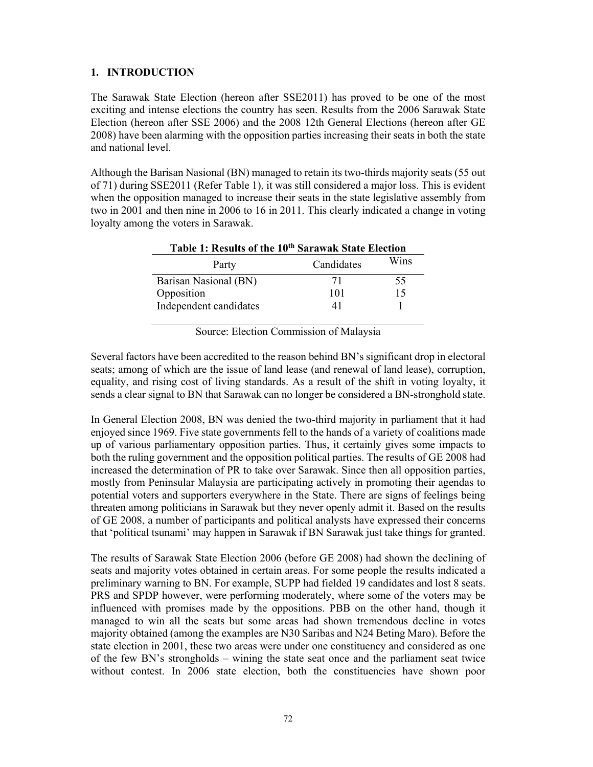## 1. INTRODUCTION

The Sarawak State Election (hereon after SSE2011) has proved to be one of the most exciting and intense elections the country has seen. Results from the 2006 Sarawak State Election (hereon after SSE 2006) and the 2008 12th General Elections (hereon after GE 2008) have been alarming with the opposition parties increasing their seats in both the state and national level.

Although the Barisan Nasional (BN) managed to retain its two-thirds majority seats (55 out of 71) during SSE2011 (Refer Table 1), it was still considered a major loss. This is evident when the opposition managed to increase their seats in the state legislative assembly from two in 2001 and then nine in 2006 to 16 in 2011. This clearly indicated a change in voting loyalty among the voters in Sarawak.

**Table 1: Results of the 10th Sarawak State Election**

| Party | Candidates | Wins |
|---|---|---|
| Barisan Nasional (BN) | 71 | 55 |
| Opposition | 101 | 15 |
| Independent candidates | 41 | 1 |

Source: Election Commission of Malaysia

Several factors have been accredited to the reason behind BN's significant drop in electoral seats; among of which are the issue of land lease (and renewal of land lease), corruption, equality, and rising cost of living standards. As a result of the shift in voting loyalty, it sends a clear signal to BN that Sarawak can no longer be considered a BN-stronghold state.

In General Election 2008, BN was denied the two-third majority in parliament that it had enjoyed since 1969. Five state governments fell to the hands of a variety of coalitions made up of various parliamentary opposition parties. Thus, it certainly gives some impacts to both the ruling government and the opposition political parties. The results of GE 2008 had increased the determination of PR to take over Sarawak. Since then all opposition parties, mostly from Peninsular Malaysia are participating actively in promoting their agendas to potential voters and supporters everywhere in the State. There are signs of feelings being threaten among politicians in Sarawak but they never openly admit it. Based on the results of GE 2008, a number of participants and political analysts have expressed their concerns that 'political tsunami' may happen in Sarawak if BN Sarawak just take things for granted.

The results of Sarawak State Election 2006 (before GE 2008) had shown the declining of seats and majority votes obtained in certain areas. For some people the results indicated a preliminary warning to BN. For example, SUPP had fielded 19 candidates and lost 8 seats. PRS and SPDP however, were performing moderately, where some of the voters may be influenced with promises made by the oppositions. PBB on the other hand, though it managed to win all the seats but some areas had shown tremendous decline in votes majority obtained (among the examples are N30 Saribas and N24 Beting Maro). Before the state election in 2001, these two areas were under one constituency and considered as one of the few BN's strongholds – wining the state seat once and the parliament seat twice without contest. In 2006 state election, both the constituencies have shown poor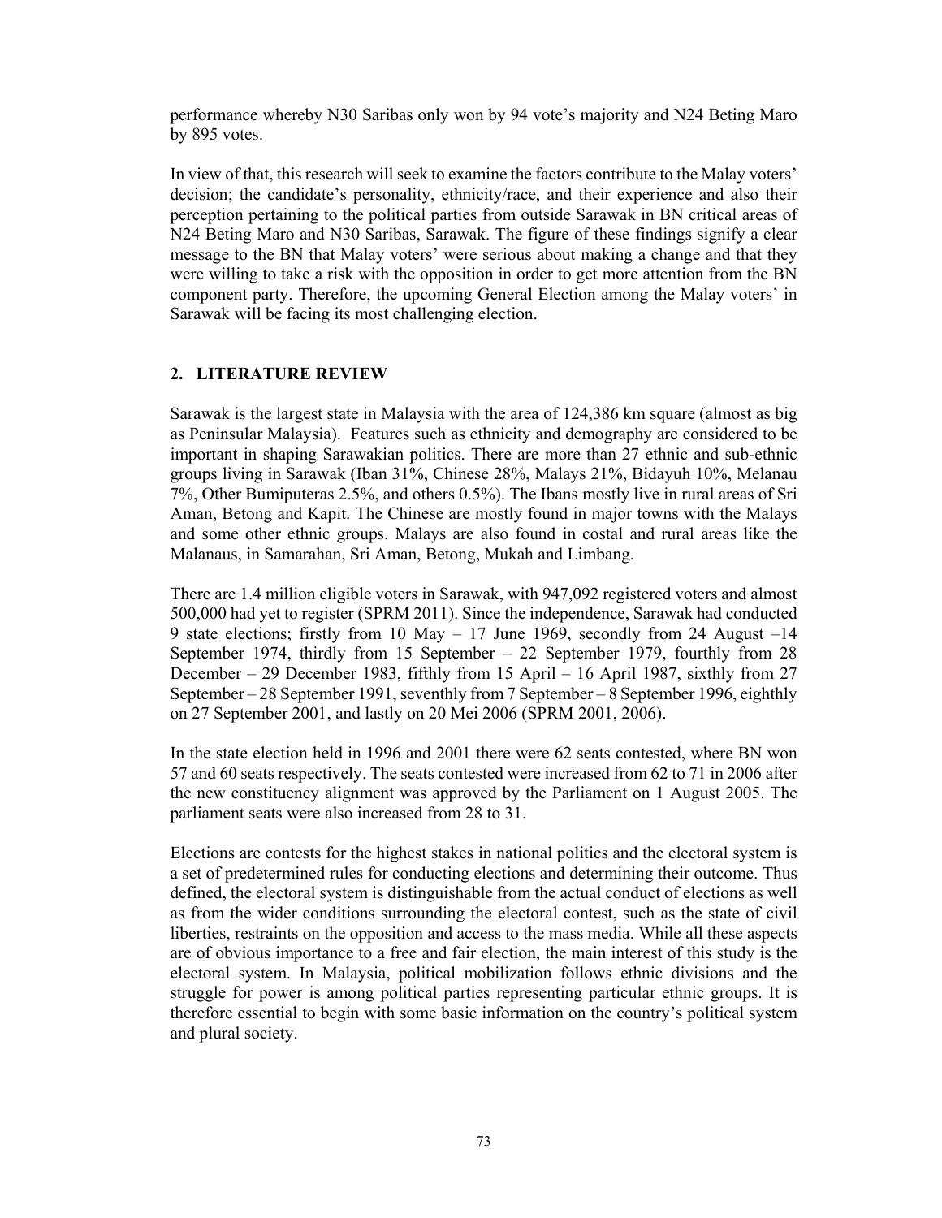performance whereby N30 Saribas only won by 94 vote's majority and N24 Beting Maro by 895 votes.

In view of that, this research will seek to examine the factors contribute to the Malay voters' decision; the candidate's personality, ethnicity/race, and their experience and also their perception pertaining to the political parties from outside Sarawak in BN critical areas of N24 Beting Maro and N30 Saribas, Sarawak. The figure of these findings signify a clear message to the BN that Malay voters' were serious about making a change and that they were willing to take a risk with the opposition in order to get more attention from the BN component party. Therefore, the upcoming General Election among the Malay voters' in Sarawak will be facing its most challenging election.

## 2. LITERATURE REVIEW

Sarawak is the largest state in Malaysia with the area of 124,386 km square (almost as big as Peninsular Malaysia). Features such as ethnicity and demography are considered to be important in shaping Sarawakian politics. There are more than 27 ethnic and sub-ethnic groups living in Sarawak (Iban 31%, Chinese 28%, Malays 21%, Bidayuh 10%, Melanau 7%, Other Bumiputeras 2.5%, and others 0.5%). The Ibans mostly live in rural areas of Sri Aman, Betong and Kapit. The Chinese are mostly found in major towns with the Malays and some other ethnic groups. Malays are also found in costal and rural areas like the Malanaus, in Samarahan, Sri Aman, Betong, Mukah and Limbang.

There are 1.4 million eligible voters in Sarawak, with 947,092 registered voters and almost 500,000 had yet to register (SPRM 2011). Since the independence, Sarawak had conducted 9 state elections; firstly from 10 May – 17 June 1969, secondly from 24 August –14 September 1974, thirdly from 15 September – 22 September 1979, fourthly from 28 December – 29 December 1983, fifthly from 15 April – 16 April 1987, sixthly from 27 September – 28 September 1991, seventhly from 7 September – 8 September 1996, eighthly on 27 September 2001, and lastly on 20 Mei 2006 (SPRM 2001, 2006).

In the state election held in 1996 and 2001 there were 62 seats contested, where BN won 57 and 60 seats respectively. The seats contested were increased from 62 to 71 in 2006 after the new constituency alignment was approved by the Parliament on 1 August 2005. The parliament seats were also increased from 28 to 31.

Elections are contests for the highest stakes in national politics and the electoral system is a set of predetermined rules for conducting elections and determining their outcome. Thus defined, the electoral system is distinguishable from the actual conduct of elections as well as from the wider conditions surrounding the electoral contest, such as the state of civil liberties, restraints on the opposition and access to the mass media. While all these aspects are of obvious importance to a free and fair election, the main interest of this study is the electoral system. In Malaysia, political mobilization follows ethnic divisions and the struggle for power is among political parties representing particular ethnic groups. It is therefore essential to begin with some basic information on the country's political system and plural society.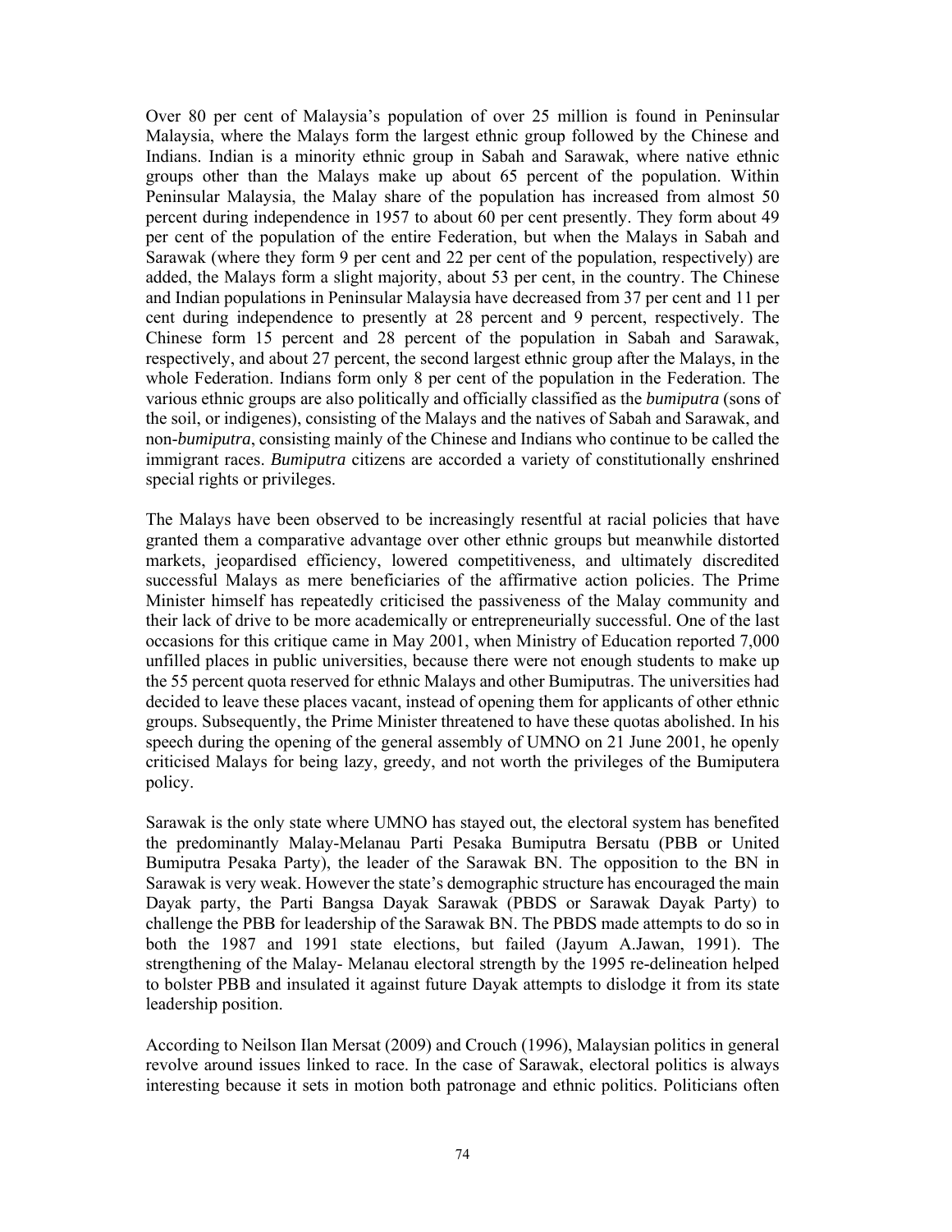Over 80 per cent of Malaysia's population of over 25 million is found in Peninsular Malaysia, where the Malays form the largest ethnic group followed by the Chinese and Indians. Indian is a minority ethnic group in Sabah and Sarawak, where native ethnic groups other than the Malays make up about 65 percent of the population. Within Peninsular Malaysia, the Malay share of the population has increased from almost 50 percent during independence in 1957 to about 60 per cent presently. They form about 49 per cent of the population of the entire Federation, but when the Malays in Sabah and Sarawak (where they form 9 per cent and 22 per cent of the population, respectively) are added, the Malays form a slight majority, about 53 per cent, in the country. The Chinese and Indian populations in Peninsular Malaysia have decreased from 37 per cent and 11 per cent during independence to presently at 28 percent and 9 percent, respectively. The Chinese form 15 percent and 28 percent of the population in Sabah and Sarawak, respectively, and about 27 percent, the second largest ethnic group after the Malays, in the whole Federation. Indians form only 8 per cent of the population in the Federation. The various ethnic groups are also politically and officially classified as the *bumiputra* (sons of the soil, or indigenes), consisting of the Malays and the natives of Sabah and Sarawak, and non-*bumiputra*, consisting mainly of the Chinese and Indians who continue to be called the immigrant races. *Bumiputra* citizens are accorded a variety of constitutionally enshrined special rights or privileges.

The Malays have been observed to be increasingly resentful at racial policies that have granted them a comparative advantage over other ethnic groups but meanwhile distorted markets, jeopardised efficiency, lowered competitiveness, and ultimately discredited successful Malays as mere beneficiaries of the affirmative action policies. The Prime Minister himself has repeatedly criticised the passiveness of the Malay community and their lack of drive to be more academically or entrepreneurially successful. One of the last occasions for this critique came in May 2001, when Ministry of Education reported 7,000 unfilled places in public universities, because there were not enough students to make up the 55 percent quota reserved for ethnic Malays and other Bumiputras. The universities had decided to leave these places vacant, instead of opening them for applicants of other ethnic groups. Subsequently, the Prime Minister threatened to have these quotas abolished. In his speech during the opening of the general assembly of UMNO on 21 June 2001, he openly criticised Malays for being lazy, greedy, and not worth the privileges of the Bumiputera policy.

Sarawak is the only state where UMNO has stayed out, the electoral system has benefited the predominantly Malay-Melanau Parti Pesaka Bumiputra Bersatu (PBB or United Bumiputra Pesaka Party), the leader of the Sarawak BN. The opposition to the BN in Sarawak is very weak. However the state's demographic structure has encouraged the main Dayak party, the Parti Bangsa Dayak Sarawak (PBDS or Sarawak Dayak Party) to challenge the PBB for leadership of the Sarawak BN. The PBDS made attempts to do so in both the 1987 and 1991 state elections, but failed (Jayum A.Jawan, 1991). The strengthening of the Malay- Melanau electoral strength by the 1995 re-delineation helped to bolster PBB and insulated it against future Dayak attempts to dislodge it from its state leadership position.

According to Neilson Ilan Mersat (2009) and Crouch (1996), Malaysian politics in general revolve around issues linked to race. In the case of Sarawak, electoral politics is always interesting because it sets in motion both patronage and ethnic politics. Politicians often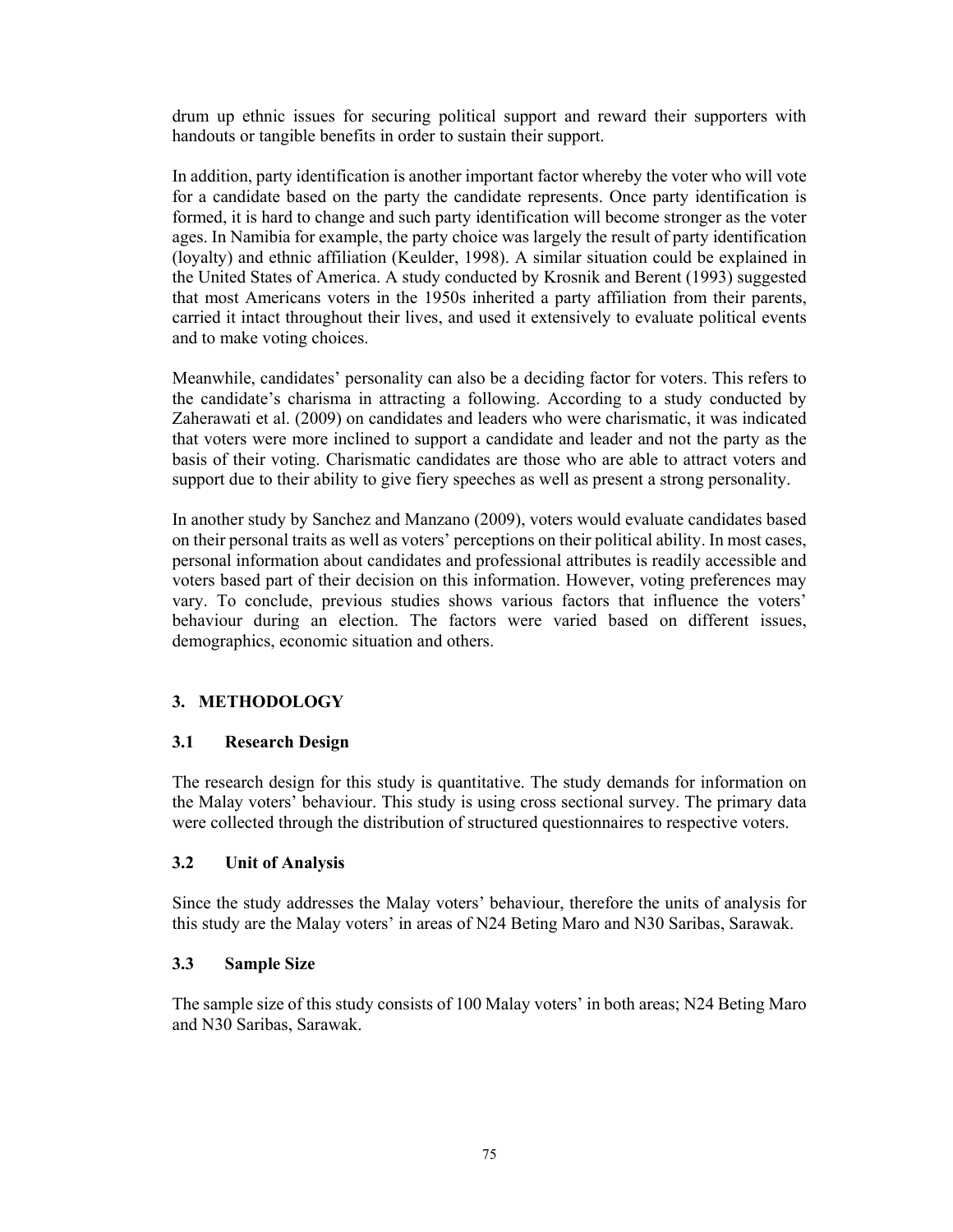drum up ethnic issues for securing political support and reward their supporters with handouts or tangible benefits in order to sustain their support.

In addition, party identification is another important factor whereby the voter who will vote for a candidate based on the party the candidate represents. Once party identification is formed, it is hard to change and such party identification will become stronger as the voter ages. In Namibia for example, the party choice was largely the result of party identification (loyalty) and ethnic affiliation (Keulder, 1998). A similar situation could be explained in the United States of America. A study conducted by Krosnik and Berent (1993) suggested that most Americans voters in the 1950s inherited a party affiliation from their parents, carried it intact throughout their lives, and used it extensively to evaluate political events and to make voting choices.

Meanwhile, candidates' personality can also be a deciding factor for voters. This refers to the candidate's charisma in attracting a following. According to a study conducted by Zaherawati et al. (2009) on candidates and leaders who were charismatic, it was indicated that voters were more inclined to support a candidate and leader and not the party as the basis of their voting. Charismatic candidates are those who are able to attract voters and support due to their ability to give fiery speeches as well as present a strong personality.

In another study by Sanchez and Manzano (2009), voters would evaluate candidates based on their personal traits as well as voters' perceptions on their political ability. In most cases, personal information about candidates and professional attributes is readily accessible and voters based part of their decision on this information. However, voting preferences may vary. To conclude, previous studies shows various factors that influence the voters' behaviour during an election. The factors were varied based on different issues, demographics, economic situation and others.

## 3. METHODOLOGY

### 3.1 Research Design

The research design for this study is quantitative. The study demands for information on the Malay voters' behaviour. This study is using cross sectional survey. The primary data were collected through the distribution of structured questionnaires to respective voters.

### 3.2 Unit of Analysis

Since the study addresses the Malay voters' behaviour, therefore the units of analysis for this study are the Malay voters' in areas of N24 Beting Maro and N30 Saribas, Sarawak.

### 3.3 Sample Size

The sample size of this study consists of 100 Malay voters' in both areas; N24 Beting Maro and N30 Saribas, Sarawak.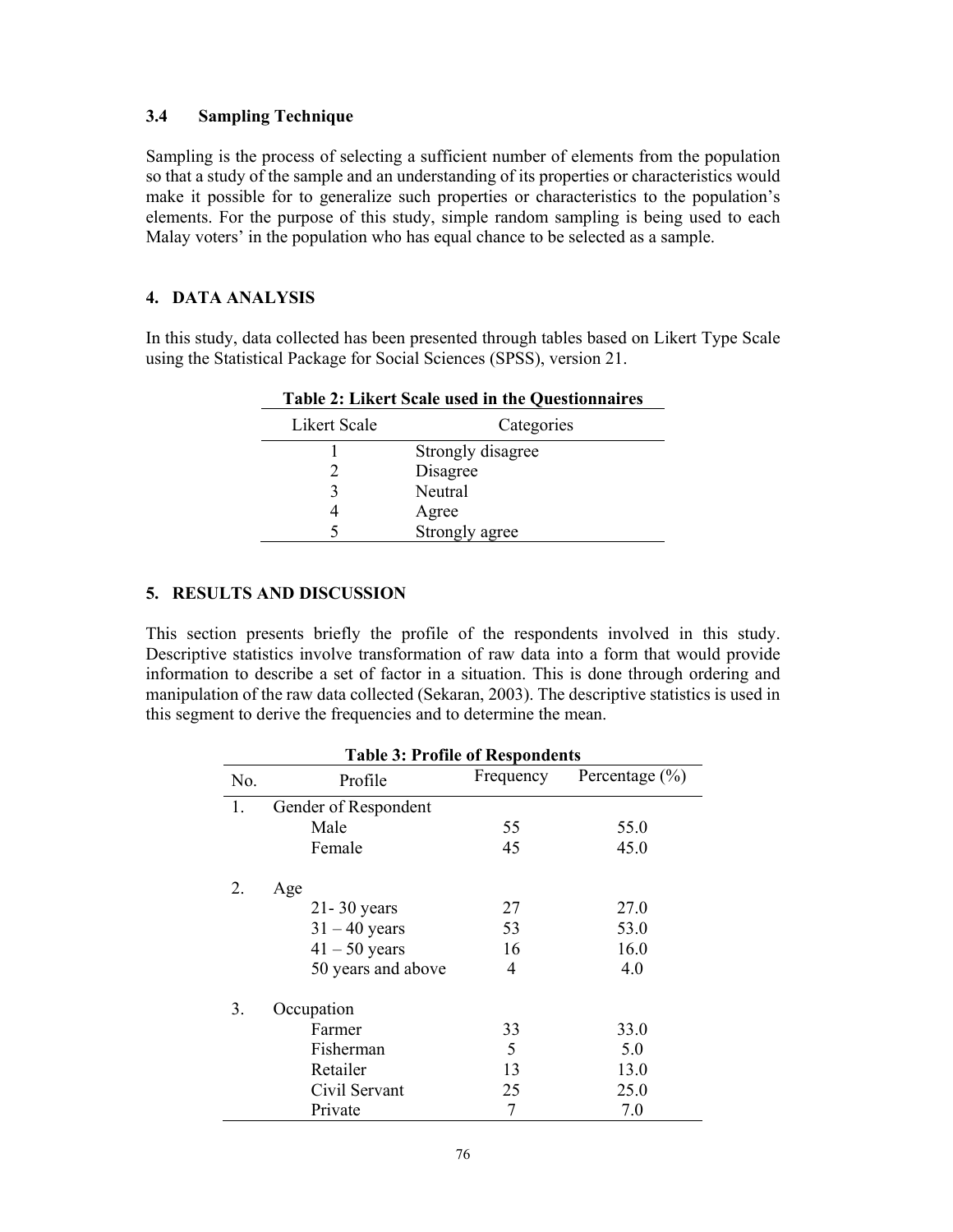### 3.4 Sampling Technique

Sampling is the process of selecting a sufficient number of elements from the population so that a study of the sample and an understanding of its properties or characteristics would make it possible for to generalize such properties or characteristics to the population's elements. For the purpose of this study, simple random sampling is being used to each Malay voters' in the population who has equal chance to be selected as a sample.

## 4. DATA ANALYSIS

In this study, data collected has been presented through tables based on Likert Type Scale using the Statistical Package for Social Sciences (SPSS), version 21.

**Table 2: Likert Scale used in the Questionnaires**

| Likert Scale | Categories |
|---|---|
| 1 | Strongly disagree |
| 2 | Disagree |
| 3 | Neutral |
| 4 | Agree |
| 5 | Strongly agree |

## 5. RESULTS AND DISCUSSION

This section presents briefly the profile of the respondents involved in this study. Descriptive statistics involve transformation of raw data into a form that would provide information to describe a set of factor in a situation. This is done through ordering and manipulation of the raw data collected (Sekaran, 2003). The descriptive statistics is used in this segment to derive the frequencies and to determine the mean.

**Table 3: Profile of Respondents**

| No. | Profile | Frequency | Percentage (%) |
|---|---|---|---|
| 1. | Gender of Respondent | | |
| | Male | 55 | 55.0 |
| | Female | 45 | 45.0 |
| 2. | Age | | |
| | 21- 30 years | 27 | 27.0 |
| | 31 – 40 years | 53 | 53.0 |
| | 41 – 50 years | 16 | 16.0 |
| | 50 years and above | 4 | 4.0 |
| 3. | Occupation | | |
| | Farmer | 33 | 33.0 |
| | Fisherman | 5 | 5.0 |
| | Retailer | 13 | 13.0 |
| | Civil Servant | 25 | 25.0 |
| | Private | 7 | 7.0 |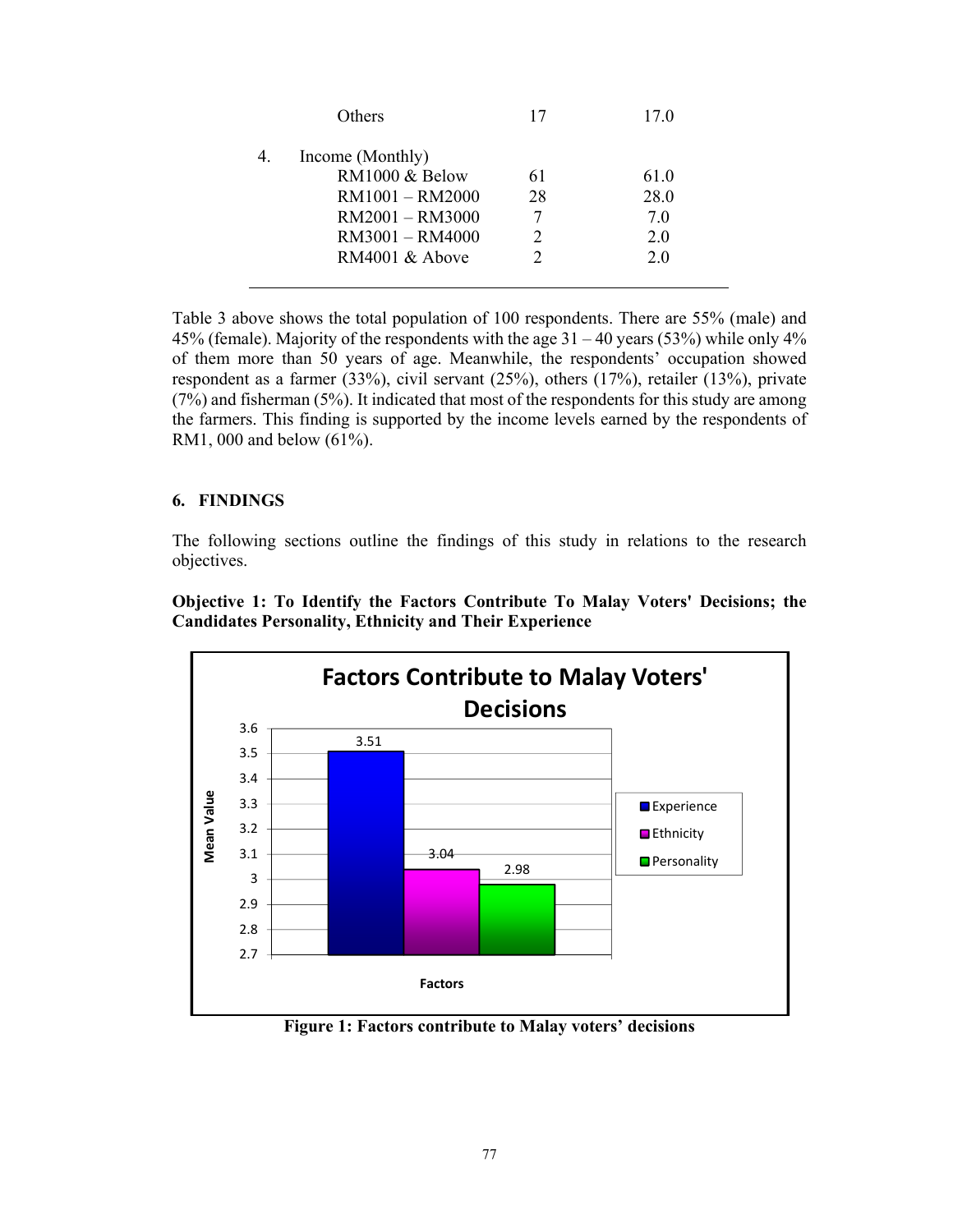| | | | |
|---|---|---|---|
| | Others | 17 | 17.0 |
| 4. | Income (Monthly) | | |
| | RM1000 & Below | 61 | 61.0 |
| | RM1001 – RM2000 | 28 | 28.0 |
| | RM2001 – RM3000 | 7 | 7.0 |
| | RM3001 – RM4000 | 2 | 2.0 |
| | RM4001 & Above | 2 | 2.0 |

Table 3 above shows the total population of 100 respondents. There are 55% (male) and 45% (female). Majority of the respondents with the age 31 – 40 years (53%) while only 4% of them more than 50 years of age. Meanwhile, the respondents' occupation showed respondent as a farmer (33%), civil servant (25%), others (17%), retailer (13%), private (7%) and fisherman (5%). It indicated that most of the respondents for this study are among the farmers. This finding is supported by the income levels earned by the respondents of RM1, 000 and below (61%).

## 6. FINDINGS

The following sections outline the findings of this study in relations to the research objectives.

**Objective 1: To Identify the Factors Contribute To Malay Voters' Decisions; the Candidates Personality, Ethnicity and Their Experience**

**Factors Contribute to Malay Voters' Decisions**

| Factors | Mean Value |
|---|---|
| Experience | 3.51 |
| Ethnicity | 3.04 |
| Personality | 2.98 |

**Figure 1: Factors contribute to Malay voters' decisions**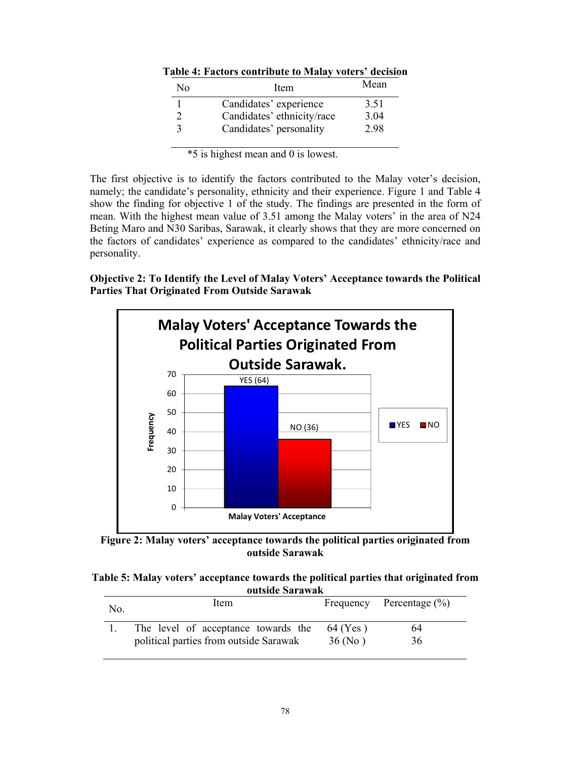**Table 4: Factors contribute to Malay voters' decision**

| No | Item | Mean |
|---|---|---|
| 1 | Candidates' experience | 3.51 |
| 2 | Candidates' ethnicity/race | 3.04 |
| 3 | Candidates' personality | 2.98 |

*5 is highest mean and 0 is lowest.

The first objective is to identify the factors contributed to the Malay voter's decision, namely; the candidate's personality, ethnicity and their experience. Figure 1 and Table 4 show the finding for objective 1 of the study. The findings are presented in the form of mean. With the highest mean value of 3.51 among the Malay voters' in the area of N24 Beting Maro and N30 Saribas, Sarawak, it clearly shows that they are more concerned on the factors of candidates' experience as compared to the candidates' ethnicity/race and personality.

**Objective 2: To Identify the Level of Malay Voters' Acceptance towards the Political Parties That Originated From Outside Sarawak**

**Figure 2: Malay voters' acceptance towards the political parties originated from outside Sarawak**

**Table 5: Malay voters' acceptance towards the political parties that originated from outside Sarawak**

| No. | Item | Frequency | Percentage (%) |
|---|---|---|---|
| 1. | The level of acceptance towards the political parties from outside Sarawak | 64 (Yes )<br>36 (No ) | 64<br>36 |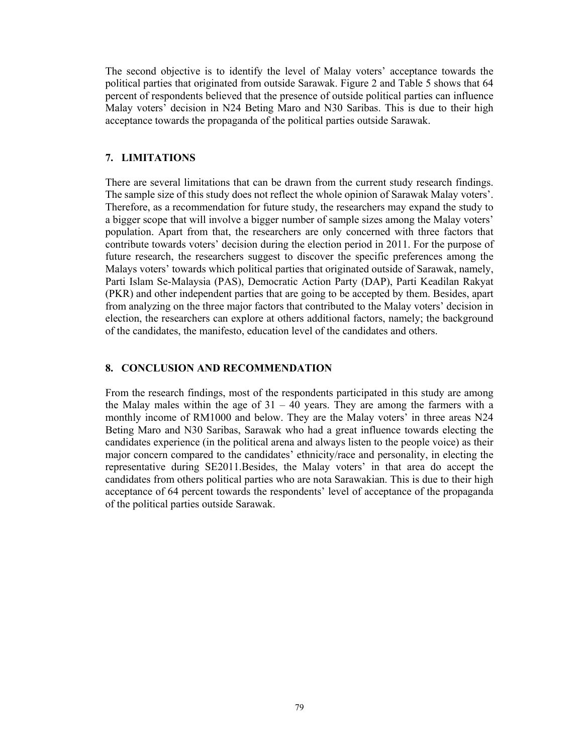The second objective is to identify the level of Malay voters' acceptance towards the political parties that originated from outside Sarawak. Figure 2 and Table 5 shows that 64 percent of respondents believed that the presence of outside political parties can influence Malay voters' decision in N24 Beting Maro and N30 Saribas. This is due to their high acceptance towards the propaganda of the political parties outside Sarawak.

## 7. LIMITATIONS

There are several limitations that can be drawn from the current study research findings. The sample size of this study does not reflect the whole opinion of Sarawak Malay voters'. Therefore, as a recommendation for future study, the researchers may expand the study to a bigger scope that will involve a bigger number of sample sizes among the Malay voters' population. Apart from that, the researchers are only concerned with three factors that contribute towards voters' decision during the election period in 2011. For the purpose of future research, the researchers suggest to discover the specific preferences among the Malays voters' towards which political parties that originated outside of Sarawak, namely, Parti Islam Se-Malaysia (PAS), Democratic Action Party (DAP), Parti Keadilan Rakyat (PKR) and other independent parties that are going to be accepted by them. Besides, apart from analyzing on the three major factors that contributed to the Malay voters' decision in election, the researchers can explore at others additional factors, namely; the background of the candidates, the manifesto, education level of the candidates and others.

## 8. CONCLUSION AND RECOMMENDATION

From the research findings, most of the respondents participated in this study are among the Malay males within the age of 31 – 40 years. They are among the farmers with a monthly income of RM1000 and below. They are the Malay voters' in three areas N24 Beting Maro and N30 Saribas, Sarawak who had a great influence towards electing the candidates experience (in the political arena and always listen to the people voice) as their major concern compared to the candidates' ethnicity/race and personality, in electing the representative during SE2011.Besides, the Malay voters' in that area do accept the candidates from others political parties who are nota Sarawakian. This is due to their high acceptance of 64 percent towards the respondents' level of acceptance of the propaganda of the political parties outside Sarawak.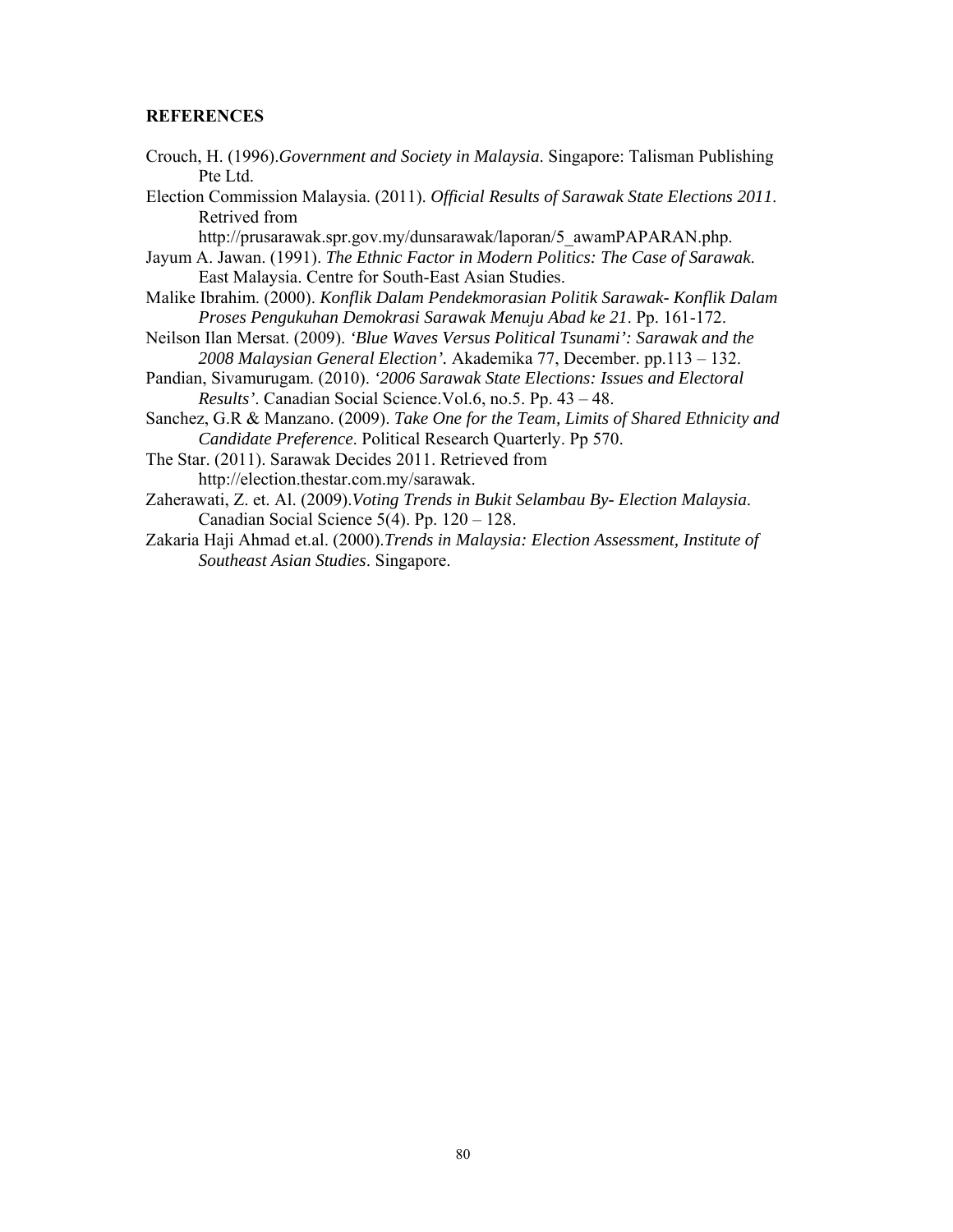**REFERENCES**

Crouch, H. (1996).*Government and Society in Malaysia*. Singapore: Talisman Publishing Pte Ltd.

Election Commission Malaysia. (2011). *Official Results of Sarawak State Elections 2011*. Retrived from http://prusarawak.spr.gov.my/dunsarawak/laporan/5_awamPAPARAN.php.

Jayum A. Jawan. (1991). *The Ethnic Factor in Modern Politics: The Case of Sarawak*. East Malaysia. Centre for South-East Asian Studies.

Malike Ibrahim. (2000). *Konflik Dalam Pendekmorasian Politik Sarawak- Konflik Dalam Proses Pengukuhan Demokrasi Sarawak Menuju Abad ke 21*. Pp. 161-172.

Neilson Ilan Mersat. (2009). *'Blue Waves Versus Political Tsunami': Sarawak and the 2008 Malaysian General Election'.* Akademika 77, December. pp.113 – 132.

Pandian, Sivamurugam. (2010). *'2006 Sarawak State Elections: Issues and Electoral Results'*. Canadian Social Science.Vol.6, no.5. Pp. 43 – 48.

Sanchez, G.R & Manzano. (2009). *Take One for the Team, Limits of Shared Ethnicity and Candidate Preference*. Political Research Quarterly. Pp 570.

The Star. (2011). Sarawak Decides 2011. Retrieved from http://election.thestar.com.my/sarawak.

Zaherawati, Z. et. Al. (2009).*Voting Trends in Bukit Selambau By- Election Malaysia*. Canadian Social Science 5(4). Pp. 120 – 128.

Zakaria Haji Ahmad et.al. (2000).*Trends in Malaysia: Election Assessment, Institute of Southeast Asian Studies*. Singapore.